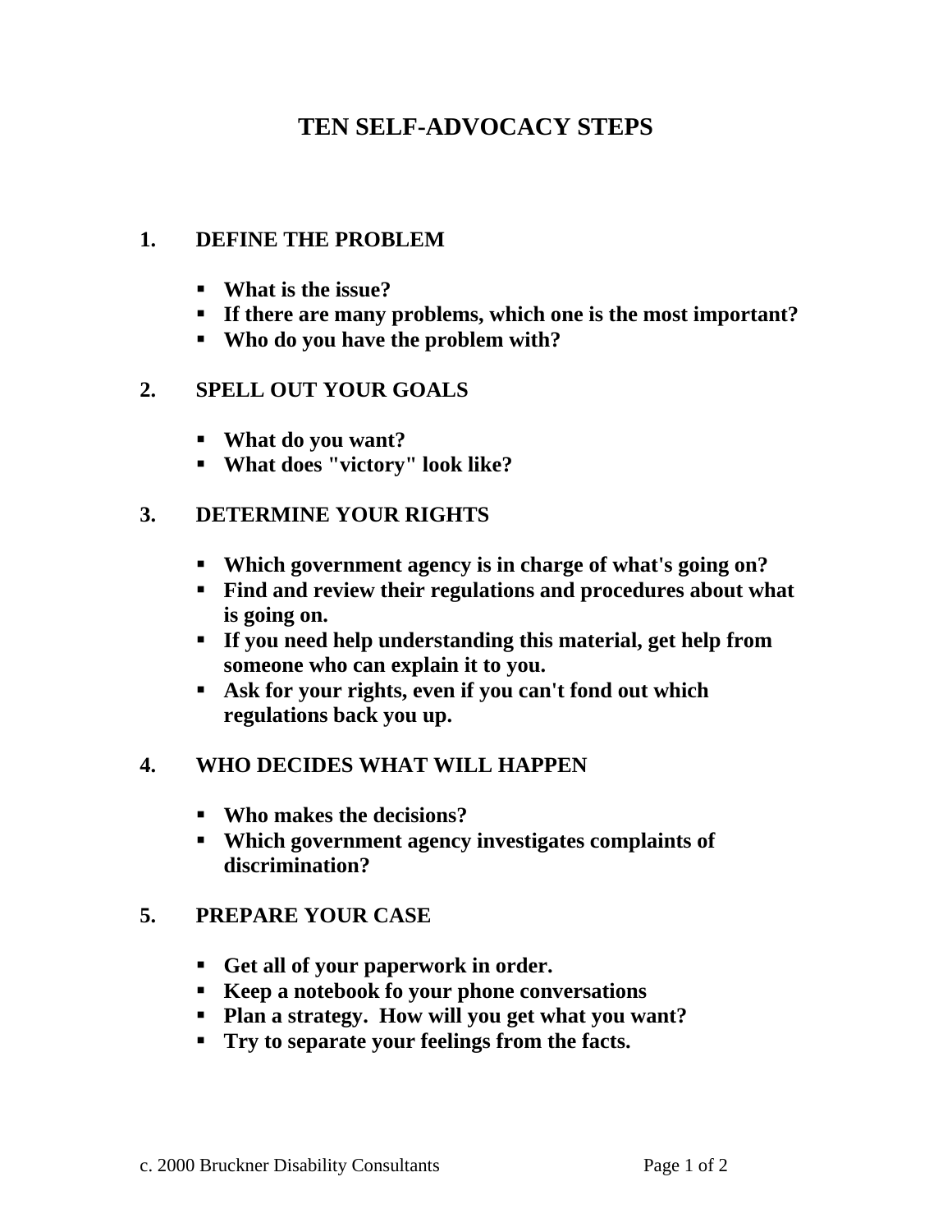# TEN SELF-ADVOCACY STEPS

## 1. DEFINE THE PROBLEM

- **What is the issue?**
- **If there are many problems, which one is the most important?**
- **Who do you have the problem with?**

## 2. SPELL OUT YOUR GOALS

- **What do you want?**
- **What does "victory" look like?**

## 3. DETERMINE YOUR RIGHTS

- **Which government agency is in charge of what's going on?**
- **Find and review their regulations and procedures about what is going on.**
- **If you need help understanding this material, get help from someone who can explain it to you.**
- **Ask for your rights, even if you can't fond out which regulations back you up.**

## 4. WHO DECIDES WHAT WILL HAPPEN

- **Who makes the decisions?**
- **Which government agency investigates complaints of discrimination?**

## 5. PREPARE YOUR CASE

- **Get all of your paperwork in order.**
- **Keep a notebook fo your phone conversations**
- **Plan a strategy. How will you get what you want?**
- **Try to separate your feelings from the facts.**

c. 2000 Bruckner Disability Consultants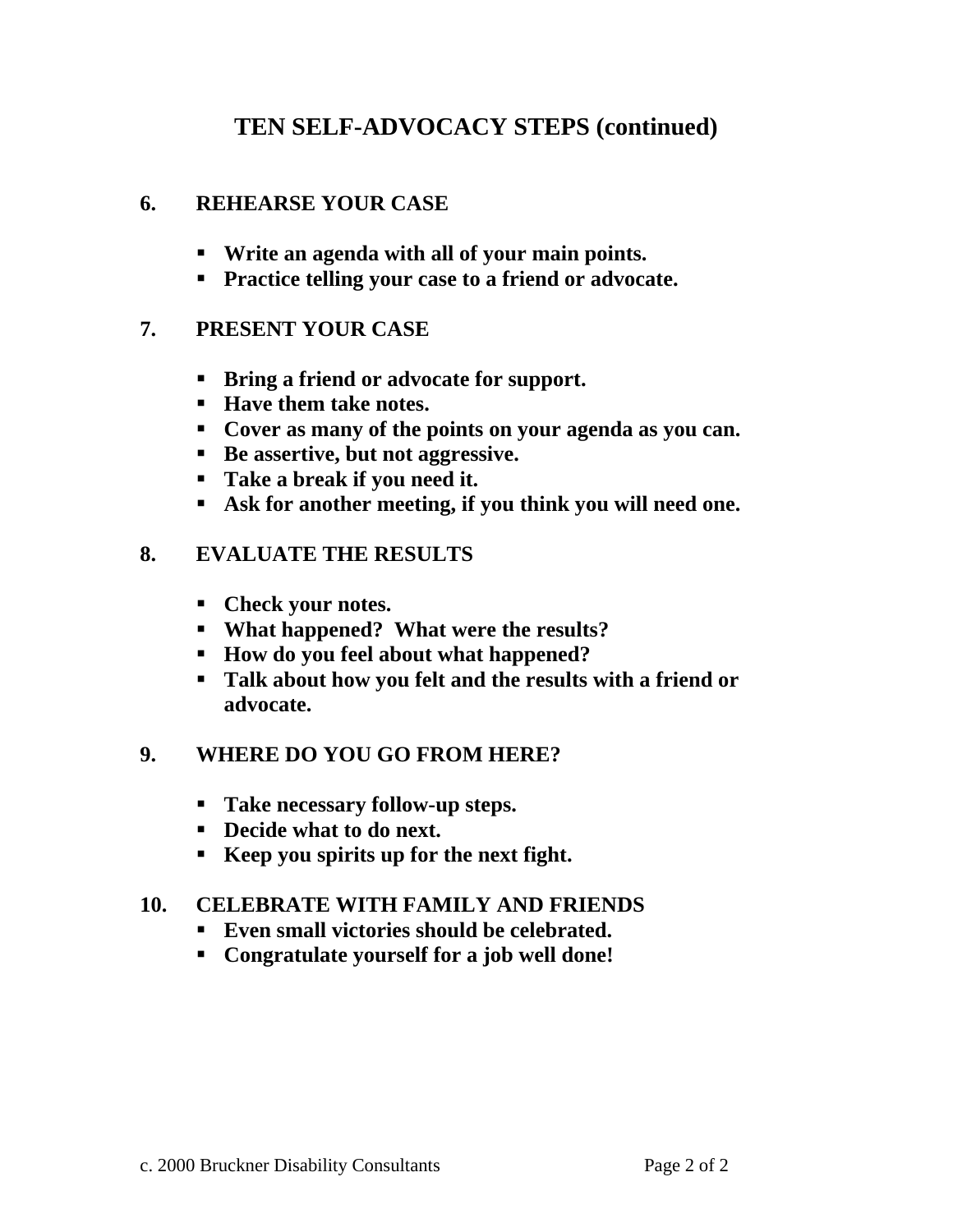# TEN SELF-ADVOCACY STEPS (continued)

## 6. REHEARSE YOUR CASE

- **Write an agenda with all of your main points.**
- **Practice telling your case to a friend or advocate.**

## 7. PRESENT YOUR CASE

- **Bring a friend or advocate for support.**
- **Have them take notes.**
- **Cover as many of the points on your agenda as you can.**
- **Be assertive, but not aggressive.**
- **Take a break if you need it.**
- **Ask for another meeting, if you think you will need one.**

## 8. EVALUATE THE RESULTS

- **Check your notes.**
- **What happened? What were the results?**
- **How do you feel about what happened?**
- **Talk about how you felt and the results with a friend or advocate.**

## 9. WHERE DO YOU GO FROM HERE?

- **Take necessary follow-up steps.**
- **Decide what to do next.**
- **Keep you spirits up for the next fight.**

## 10. CELEBRATE WITH FAMILY AND FRIENDS

- **Even small victories should be celebrated.**
- **Congratulate yourself for a job well done!**

c. 2000 Bruckner Disability Consultants